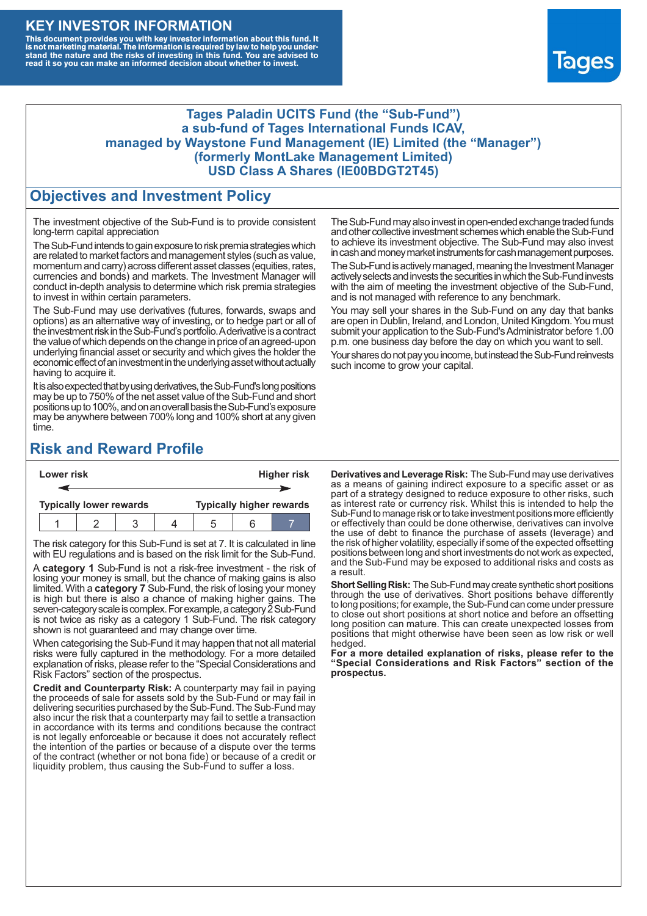# KEY INVESTOR INFORMATION

**This document provides you with key investor information about this fund. It is not marketing material. The information is required by law to help you understand the nature and the risks of investing in this fund. You are advised to read it so you can make an informed decision about whether to invest.**

Tages

**Tages Paladin UCITS Fund (the "Sub-Fund")**
**a sub-fund of Tages International Funds ICAV,**
**managed by Waystone Fund Management (IE) Limited (the "Manager")**
**(formerly MontLake Management Limited)**
**USD Class A Shares (IE00BDGT2T45)**

## Objectives and Investment Policy

The investment objective of the Sub-Fund is to provide consistent long-term capital appreciation

The Sub-Fund intends to gain exposure to risk premia strategies which are related to market factors and management styles (such as value, momentum and carry) across different asset classes (equities, rates, currencies and bonds) and markets. The Investment Manager will conduct in-depth analysis to determine which risk premia strategies to invest in within certain parameters.

The Sub-Fund may use derivatives (futures, forwards, swaps and options) as an alternative way of investing, or to hedge part or all of the investment risk in the Sub-Fund's portfolio. A derivative is a contract the value of which depends on the change in price of an agreed-upon underlying financial asset or security and which gives the holder the economic effect of an investment in the underlying asset without actually having to acquire it.

It is also expected that by using derivatives, the Sub-Fund's long positions may be up to 750% of the net asset value of the Sub-Fund and short positions up to 100%, and on an overall basis the Sub-Fund's exposure may be anywhere between 700% long and 100% short at any given time.

The Sub-Fund may also invest in open-ended exchange traded funds and other collective investment schemes which enable the Sub-Fund to achieve its investment objective. The Sub-Fund may also invest in cash and money market instruments for cash management purposes.

The Sub-Fund is actively managed, meaning the Investment Manager actively selects and invests the securities in which the Sub-Fund invests with the aim of meeting the investment objective of the Sub-Fund, and is not managed with reference to any benchmark.

You may sell your shares in the Sub-Fund on any day that banks are open in Dublin, Ireland, and London, United Kingdom. You must submit your application to the Sub-Fund's Administrator before 1.00 p.m. one business day before the day on which you want to sell.

Your shares do not pay you income, but instead the Sub-Fund reinvests such income to grow your capital.

## Risk and Reward Profile

| Lower risk | | | | | | Higher risk |
|---|---|---|---|---|---|---|
| Typically lower rewards | | | | | | Typically higher rewards |
| 1 | 2 | 3 | 4 | 5 | 6 | 7 |

The risk category for this Sub-Fund is set at 7. It is calculated in line with EU regulations and is based on the risk limit for the Sub-Fund.

A **category 1** Sub-Fund is not a risk-free investment - the risk of losing your money is small, but the chance of making gains is also limited. With a **category 7** Sub-Fund, the risk of losing your money is high but there is also a chance of making higher gains. The seven-category scale is complex. For example, a category 2 Sub-Fund is not twice as risky as a category 1 Sub-Fund. The risk category shown is not guaranteed and may change over time.

When categorising the Sub-Fund it may happen that not all material risks were fully captured in the methodology. For a more detailed explanation of risks, please refer to the "Special Considerations and Risk Factors" section of the prospectus.

**Credit and Counterparty Risk:** A counterparty may fail in paying the proceeds of sale for assets sold by the Sub-Fund or may fail in delivering securities purchased by the Sub-Fund. The Sub-Fund may also incur the risk that a counterparty may fail to settle a transaction in accordance with its terms and conditions because the contract is not legally enforceable or because it does not accurately reflect the intention of the parties or because of a dispute over the terms of the contract (whether or not bona fide) or because of a credit or liquidity problem, thus causing the Sub-Fund to suffer a loss.

**Derivatives and Leverage Risk:** The Sub-Fund may use derivatives as a means of gaining indirect exposure to a specific asset or as part of a strategy designed to reduce exposure to other risks, such as interest rate or currency risk. Whilst this is intended to help the Sub-Fund to manage risk or to take investment positions more efficiently or effectively than could be done otherwise, derivatives can involve the use of debt to finance the purchase of assets (leverage) and the risk of higher volatility, especially if some of the expected offsetting positions between long and short investments do not work as expected, and the Sub-Fund may be exposed to additional risks and costs as a result.

**Short Selling Risk:** The Sub-Fund may create synthetic short positions through the use of derivatives. Short positions behave differently to long positions; for example, the Sub-Fund can come under pressure to close out short positions at short notice and before an offsetting long position can mature. This can create unexpected losses from positions that might otherwise have been seen as low risk or well hedged.

**For a more detailed explanation of risks, please refer to the "Special Considerations and Risk Factors" section of the prospectus.**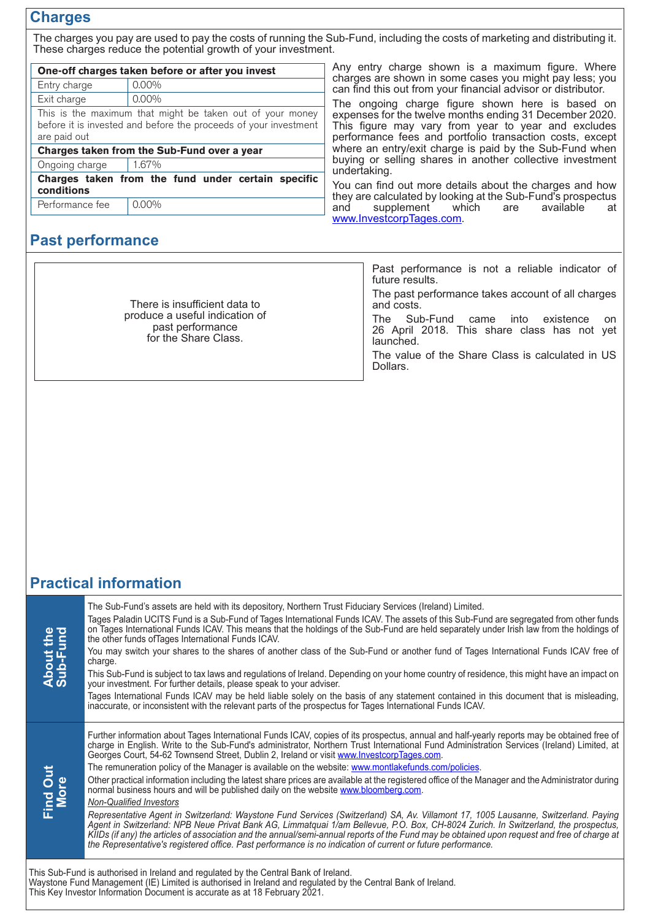## Charges

The charges you pay are used to pay the costs of running the Sub-Fund, including the costs of marketing and distributing it. These charges reduce the potential growth of your investment.

| **One-off charges taken before or after you invest** | |
|---|---|
| Entry charge | 0.00% |
| Exit charge | 0.00% |
| This is the maximum that might be taken out of your money before it is invested and before the proceeds of your investment are paid out | |
| **Charges taken from the Sub-Fund over a year** | |
| Ongoing charge | 1.67% |
| **Charges taken from the fund under certain specific conditions** | |
| Performance fee | 0.00% |

Any entry charge shown is a maximum figure. Where charges are shown in some cases you might pay less; you can find this out from your financial advisor or distributor.

The ongoing charge figure shown here is based on expenses for the twelve months ending 31 December 2020. This figure may vary from year to year and excludes performance fees and portfolio transaction costs, except where an entry/exit charge is paid by the Sub-Fund when buying or selling shares in another collective investment undertaking.

You can find out more details about the charges and how they are calculated by looking at the Sub-Fund's prospectus and supplement which are available at www.InvestcorpTages.com.

## Past performance

There is insufficient data to produce a useful indication of past performance for the Share Class.

Past performance is not a reliable indicator of future results.

The past performance takes account of all charges and costs.

The Sub-Fund came into existence on 26 April 2018. This share class has not yet launched.

The value of the Share Class is calculated in US Dollars.

## Practical information

### About the Sub-Fund

The Sub-Fund's assets are held with its depository, Northern Trust Fiduciary Services (Ireland) Limited.

Tages Paladin UCITS Fund is a Sub-Fund of Tages International Funds ICAV. The assets of this Sub-Fund are segregated from other funds on Tages International Funds ICAV. This means that the holdings of the Sub-Fund are held separately under Irish law from the holdings of the other funds ofTages International Funds ICAV.

You may switch your shares to the shares of another class of the Sub-Fund or another fund of Tages International Funds ICAV free of charge.

This Sub-Fund is subject to tax laws and regulations of Ireland. Depending on your home country of residence, this might have an impact on your investment. For further details, please speak to your adviser.

Tages International Funds ICAV may be held liable solely on the basis of any statement contained in this document that is misleading, inaccurate, or inconsistent with the relevant parts of the prospectus for Tages International Funds ICAV.

### Find Out More

Further information about Tages International Funds ICAV, copies of its prospectus, annual and half-yearly reports may be obtained free of charge in English. Write to the Sub-Fund's administrator, Northern Trust International Fund Administration Services (Ireland) Limited, at Georges Court, 54-62 Townsend Street, Dublin 2, Ireland or visit www.InvestcorpTages.com.

The remuneration policy of the Manager is available on the website: www.montlakefunds.com/policies.

Other practical information including the latest share prices are available at the registered office of the Manager and the Administrator during normal business hours and will be published daily on the website www.bloomberg.com.

*Non-Qualified Investors*

*Representative Agent in Switzerland: Waystone Fund Services (Switzerland) SA, Av. Villamont 17, 1005 Lausanne, Switzerland. Paying Agent in Switzerland: NPB Neue Privat Bank AG, Limmatquai 1/am Bellevue, P.O. Box, CH-8024 Zurich. In Switzerland, the prospectus, KIIDs (if any) the articles of association and the annual/semi-annual reports of the Fund may be obtained upon request and free of charge at the Representative's registered office. Past performance is no indication of current or future performance.*

This Sub-Fund is authorised in Ireland and regulated by the Central Bank of Ireland.
Waystone Fund Management (IE) Limited is authorised in Ireland and regulated by the Central Bank of Ireland.
This Key Investor Information Document is accurate as at 18 February 2021.